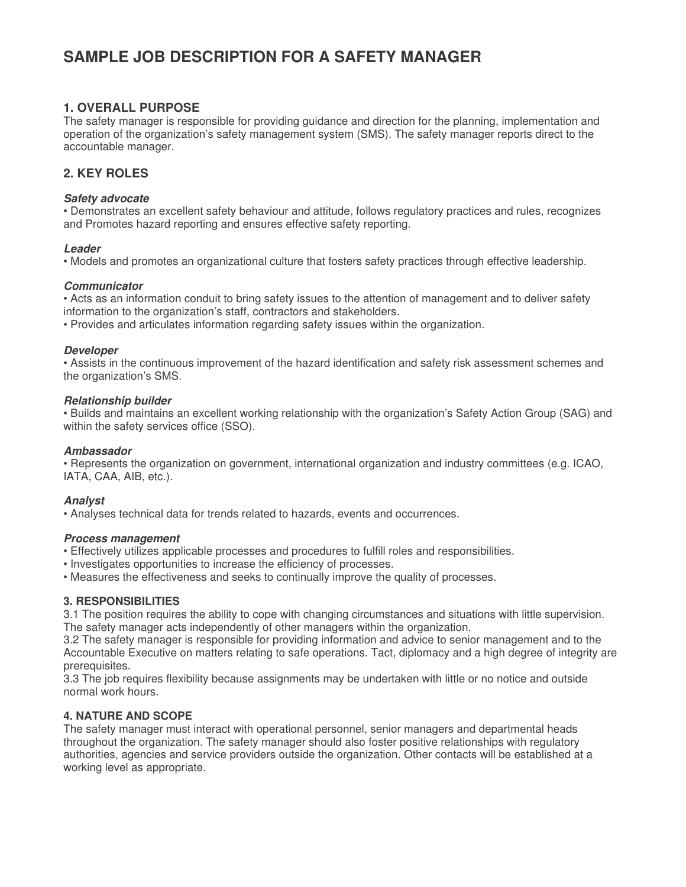# SAMPLE JOB DESCRIPTION FOR A SAFETY MANAGER

## 1. OVERALL PURPOSE

The safety manager is responsible for providing guidance and direction for the planning, implementation and operation of the organization's safety management system (SMS). The safety manager reports direct to the accountable manager.

## 2. KEY ROLES

***Safety advocate***

- Demonstrates an excellent safety behaviour and attitude, follows regulatory practices and rules, recognizes and Promotes hazard reporting and ensures effective safety reporting.

***Leader***

- Models and promotes an organizational culture that fosters safety practices through effective leadership.

***Communicator***

- Acts as an information conduit to bring safety issues to the attention of management and to deliver safety information to the organization's staff, contractors and stakeholders.
- Provides and articulates information regarding safety issues within the organization.

***Developer***

- Assists in the continuous improvement of the hazard identification and safety risk assessment schemes and the organization's SMS.

***Relationship builder***

- Builds and maintains an excellent working relationship with the organization's Safety Action Group (SAG) and within the safety services office (SSO).

***Ambassador***

- Represents the organization on government, international organization and industry committees (e.g. ICAO, IATA, CAA, AIB, etc.).

***Analyst***

- Analyses technical data for trends related to hazards, events and occurrences.

***Process management***

- Effectively utilizes applicable processes and procedures to fulfill roles and responsibilities.
- Investigates opportunities to increase the efficiency of processes.
- Measures the effectiveness and seeks to continually improve the quality of processes.

## 3. RESPONSIBILITIES

3.1 The position requires the ability to cope with changing circumstances and situations with little supervision. The safety manager acts independently of other managers within the organization.

3.2 The safety manager is responsible for providing information and advice to senior management and to the Accountable Executive on matters relating to safe operations. Tact, diplomacy and a high degree of integrity are prerequisites.

3.3 The job requires flexibility because assignments may be undertaken with little or no notice and outside normal work hours.

## 4. NATURE AND SCOPE

The safety manager must interact with operational personnel, senior managers and departmental heads throughout the organization. The safety manager should also foster positive relationships with regulatory authorities, agencies and service providers outside the organization. Other contacts will be established at a working level as appropriate.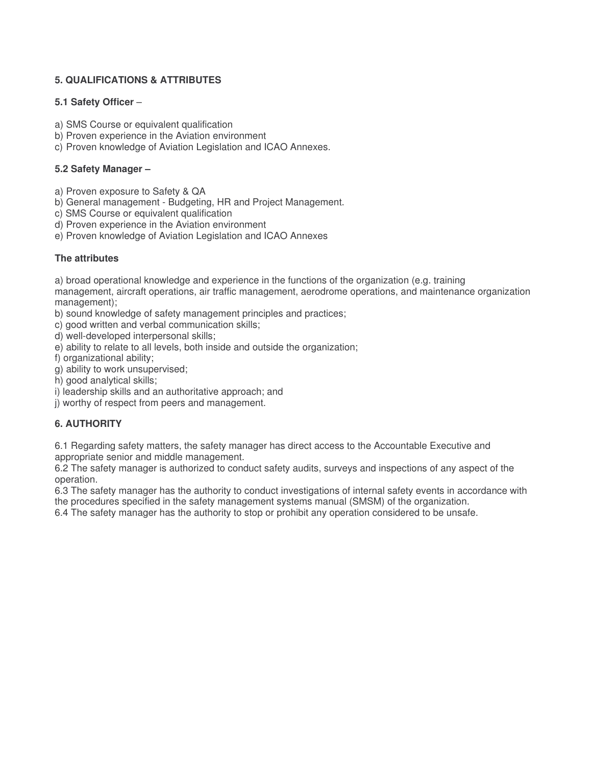## 5. QUALIFICATIONS & ATTRIBUTES

### 5.1 Safety Officer –

a) SMS Course or equivalent qualification
b) Proven experience in the Aviation environment
c) Proven knowledge of Aviation Legislation and ICAO Annexes.

### 5.2 Safety Manager –

a) Proven exposure to Safety & QA
b) General management - Budgeting, HR and Project Management.
c) SMS Course or equivalent qualification
d) Proven experience in the Aviation environment
e) Proven knowledge of Aviation Legislation and ICAO Annexes

### The attributes

a) broad operational knowledge and experience in the functions of the organization (e.g. training management, aircraft operations, air traffic management, aerodrome operations, and maintenance organization management);
b) sound knowledge of safety management principles and practices;
c) good written and verbal communication skills;
d) well-developed interpersonal skills;
e) ability to relate to all levels, both inside and outside the organization;
f) organizational ability;
g) ability to work unsupervised;
h) good analytical skills;
i) leadership skills and an authoritative approach; and
j) worthy of respect from peers and management.

## 6. AUTHORITY

6.1 Regarding safety matters, the safety manager has direct access to the Accountable Executive and appropriate senior and middle management.
6.2 The safety manager is authorized to conduct safety audits, surveys and inspections of any aspect of the operation.
6.3 The safety manager has the authority to conduct investigations of internal safety events in accordance with the procedures specified in the safety management systems manual (SMSM) of the organization.
6.4 The safety manager has the authority to stop or prohibit any operation considered to be unsafe.